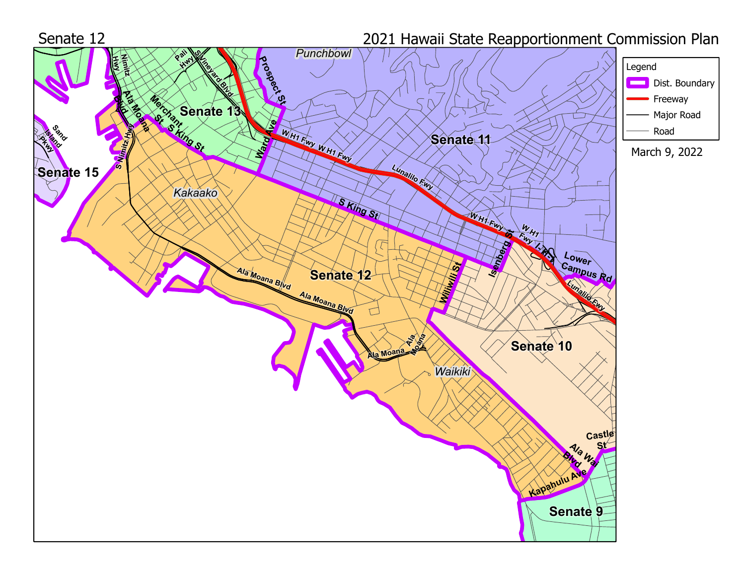Senate 12

2021 Hawaii State Reapportionment Commission Plan

Legend

- Dist. Boundary
- Freeway
- Major Road
- Road

March 9, 2022

Senate 13

Senate 11

Senate 15

Senate 12

Senate 10

Senate 9

Punchbowl

Kakaako

Waikiki

Prospect St

Ward Ave

W H1 Fwy

Lunalilo Fwy

S King St

Isenberg St

Lower Campus Rd

Wiliwili St

Ala Moana Blvd

Ala Moana

Castle St

Ala Wai Blvd

Kapahulu Ave

Sand Island Pkwy

Nimitz Hwy

S Nimitz Hwy

Merchant St

Pali Hwy

S Vineyard Blvd

I-H1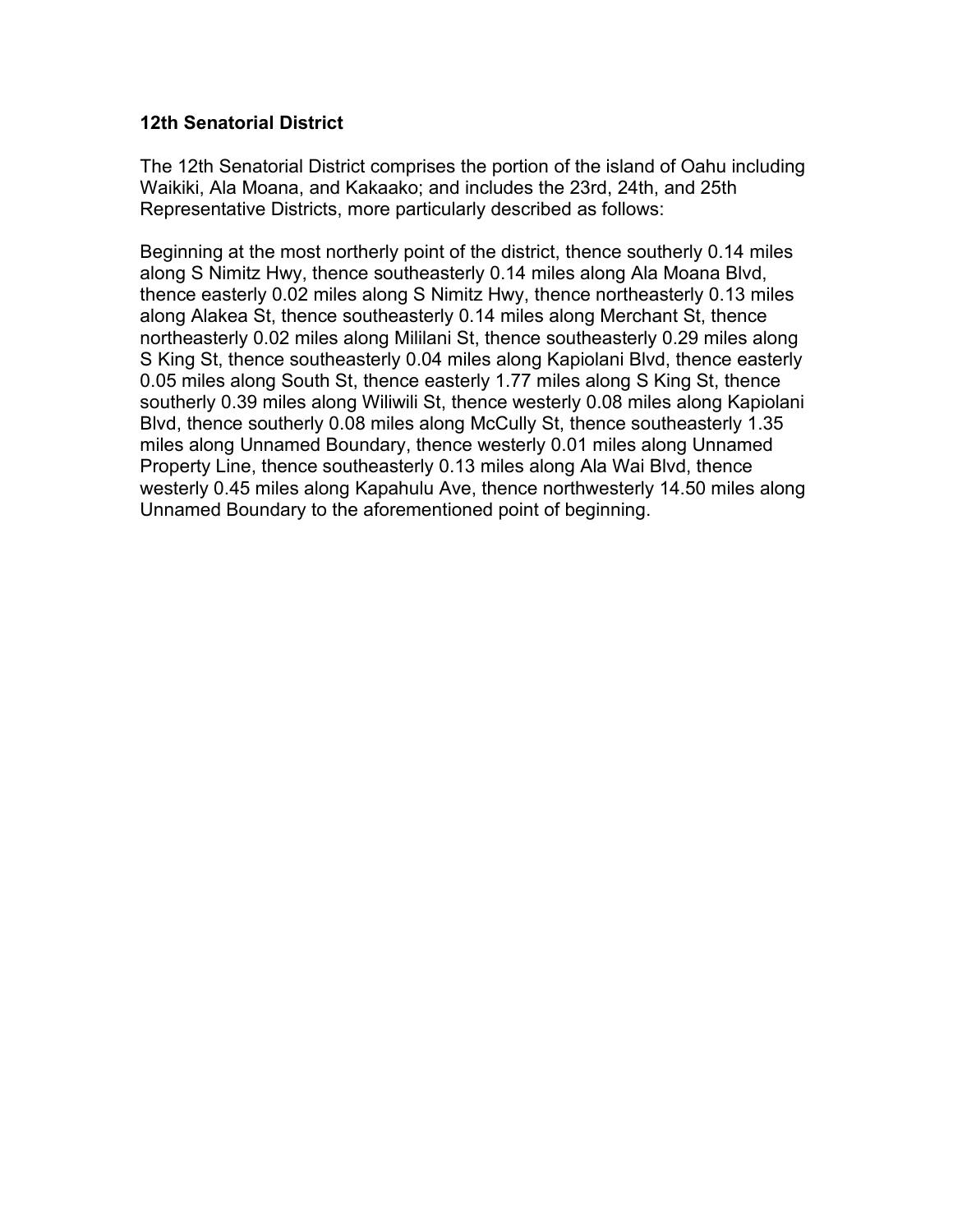**12th Senatorial District**

The 12th Senatorial District comprises the portion of the island of Oahu including Waikiki, Ala Moana, and Kakaako; and includes the 23rd, 24th, and 25th Representative Districts, more particularly described as follows:

Beginning at the most northerly point of the district, thence southerly 0.14 miles along S Nimitz Hwy, thence southeasterly 0.14 miles along Ala Moana Blvd, thence easterly 0.02 miles along S Nimitz Hwy, thence northeasterly 0.13 miles along Alakea St, thence southeasterly 0.14 miles along Merchant St, thence northeasterly 0.02 miles along Mililani St, thence southeasterly 0.29 miles along S King St, thence southeasterly 0.04 miles along Kapiolani Blvd, thence easterly 0.05 miles along South St, thence easterly 1.77 miles along S King St, thence southerly 0.39 miles along Wiliwili St, thence westerly 0.08 miles along Kapiolani Blvd, thence southerly 0.08 miles along McCully St, thence southeasterly 1.35 miles along Unnamed Boundary, thence westerly 0.01 miles along Unnamed Property Line, thence southeasterly 0.13 miles along Ala Wai Blvd, thence westerly 0.45 miles along Kapahulu Ave, thence northwesterly 14.50 miles along Unnamed Boundary to the aforementioned point of beginning.